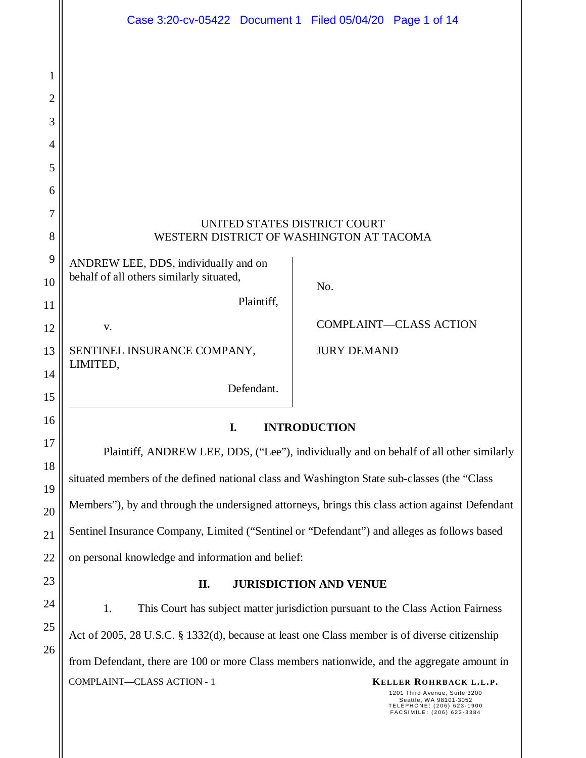UNITED STATES DISTRICT COURT
WESTERN DISTRICT OF WASHINGTON AT TACOMA

ANDREW LEE, DDS, individually and on behalf of all others similarly situated,

Plaintiff,

v.

SENTINEL INSURANCE COMPANY, LIMITED,

Defendant.

No.

COMPLAINT—CLASS ACTION

JURY DEMAND

## I. INTRODUCTION

Plaintiff, ANDREW LEE, DDS, ("Lee"), individually and on behalf of all other similarly situated members of the defined national class and Washington State sub-classes (the "Class Members"), by and through the undersigned attorneys, brings this class action against Defendant Sentinel Insurance Company, Limited ("Sentinel or "Defendant") and alleges as follows based on personal knowledge and information and belief:

## II. JURISDICTION AND VENUE

1. This Court has subject matter jurisdiction pursuant to the Class Action Fairness Act of 2005, 28 U.S.C. § 1332(d), because at least one Class member is of diverse citizenship from Defendant, there are 100 or more Class members nationwide, and the aggregate amount in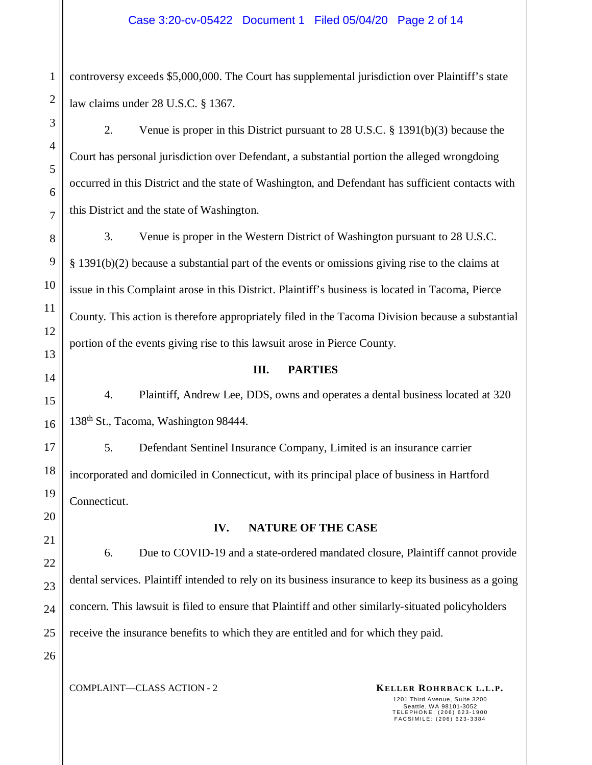controversy exceeds $5,000,000. The Court has supplemental jurisdiction over Plaintiff's state law claims under 28 U.S.C. § 1367.

2. Venue is proper in this District pursuant to 28 U.S.C. § 1391(b)(3) because the Court has personal jurisdiction over Defendant, a substantial portion the alleged wrongdoing occurred in this District and the state of Washington, and Defendant has sufficient contacts with this District and the state of Washington.

3. Venue is proper in the Western District of Washington pursuant to 28 U.S.C. § 1391(b)(2) because a substantial part of the events or omissions giving rise to the claims at issue in this Complaint arose in this District. Plaintiff's business is located in Tacoma, Pierce County. This action is therefore appropriately filed in the Tacoma Division because a substantial portion of the events giving rise to this lawsuit arose in Pierce County.

## III. PARTIES

4. Plaintiff, Andrew Lee, DDS, owns and operates a dental business located at 320 138th St., Tacoma, Washington 98444.

5. Defendant Sentinel Insurance Company, Limited is an insurance carrier incorporated and domiciled in Connecticut, with its principal place of business in Hartford Connecticut.

## IV. NATURE OF THE CASE

6. Due to COVID-19 and a state-ordered mandated closure, Plaintiff cannot provide dental services. Plaintiff intended to rely on its business insurance to keep its business as a going concern. This lawsuit is filed to ensure that Plaintiff and other similarly-situated policyholders receive the insurance benefits to which they are entitled and for which they paid.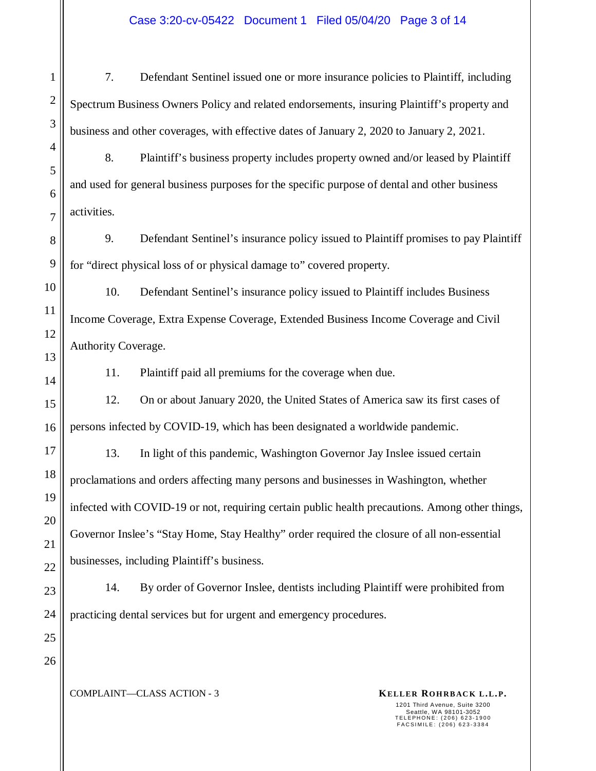7. Defendant Sentinel issued one or more insurance policies to Plaintiff, including Spectrum Business Owners Policy and related endorsements, insuring Plaintiff's property and business and other coverages, with effective dates of January 2, 2020 to January 2, 2021.

8. Plaintiff's business property includes property owned and/or leased by Plaintiff and used for general business purposes for the specific purpose of dental and other business activities.

9. Defendant Sentinel's insurance policy issued to Plaintiff promises to pay Plaintiff for "direct physical loss of or physical damage to" covered property.

10. Defendant Sentinel's insurance policy issued to Plaintiff includes Business Income Coverage, Extra Expense Coverage, Extended Business Income Coverage and Civil Authority Coverage.

11. Plaintiff paid all premiums for the coverage when due.

12. On or about January 2020, the United States of America saw its first cases of persons infected by COVID-19, which has been designated a worldwide pandemic.

13. In light of this pandemic, Washington Governor Jay Inslee issued certain proclamations and orders affecting many persons and businesses in Washington, whether infected with COVID-19 or not, requiring certain public health precautions. Among other things, Governor Inslee's "Stay Home, Stay Healthy" order required the closure of all non-essential businesses, including Plaintiff's business.

14. By order of Governor Inslee, dentists including Plaintiff were prohibited from practicing dental services but for urgent and emergency procedures.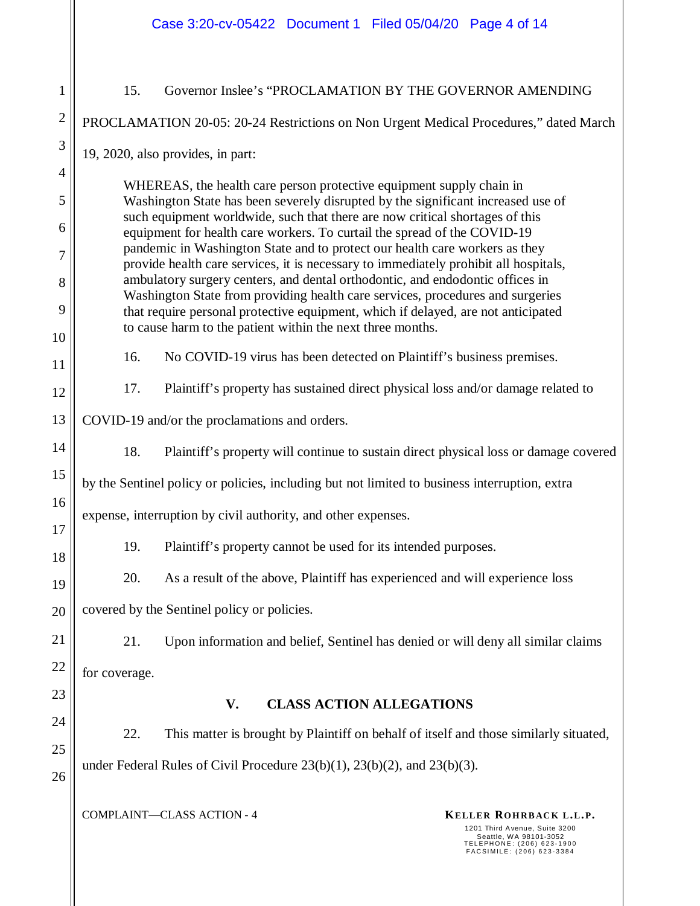15. Governor Inslee's "PROCLAMATION BY THE GOVERNOR AMENDING PROCLAMATION 20-05: 20-24 Restrictions on Non Urgent Medical Procedures," dated March 19, 2020, also provides, in part:

> WHEREAS, the health care person protective equipment supply chain in Washington State has been severely disrupted by the significant increased use of such equipment worldwide, such that there are now critical shortages of this equipment for health care workers. To curtail the spread of the COVID-19 pandemic in Washington State and to protect our health care workers as they provide health care services, it is necessary to immediately prohibit all hospitals, ambulatory surgery centers, and dental orthodontic, and endodontic offices in Washington State from providing health care services, procedures and surgeries that require personal protective equipment, which if delayed, are not anticipated to cause harm to the patient within the next three months.

16. No COVID-19 virus has been detected on Plaintiff's business premises.

17. Plaintiff's property has sustained direct physical loss and/or damage related to COVID-19 and/or the proclamations and orders.

18. Plaintiff's property will continue to sustain direct physical loss or damage covered by the Sentinel policy or policies, including but not limited to business interruption, extra expense, interruption by civil authority, and other expenses.

19. Plaintiff's property cannot be used for its intended purposes.

20. As a result of the above, Plaintiff has experienced and will experience loss covered by the Sentinel policy or policies.

21. Upon information and belief, Sentinel has denied or will deny all similar claims for coverage.

## V. CLASS ACTION ALLEGATIONS

22. This matter is brought by Plaintiff on behalf of itself and those similarly situated, under Federal Rules of Civil Procedure 23(b)(1), 23(b)(2), and 23(b)(3).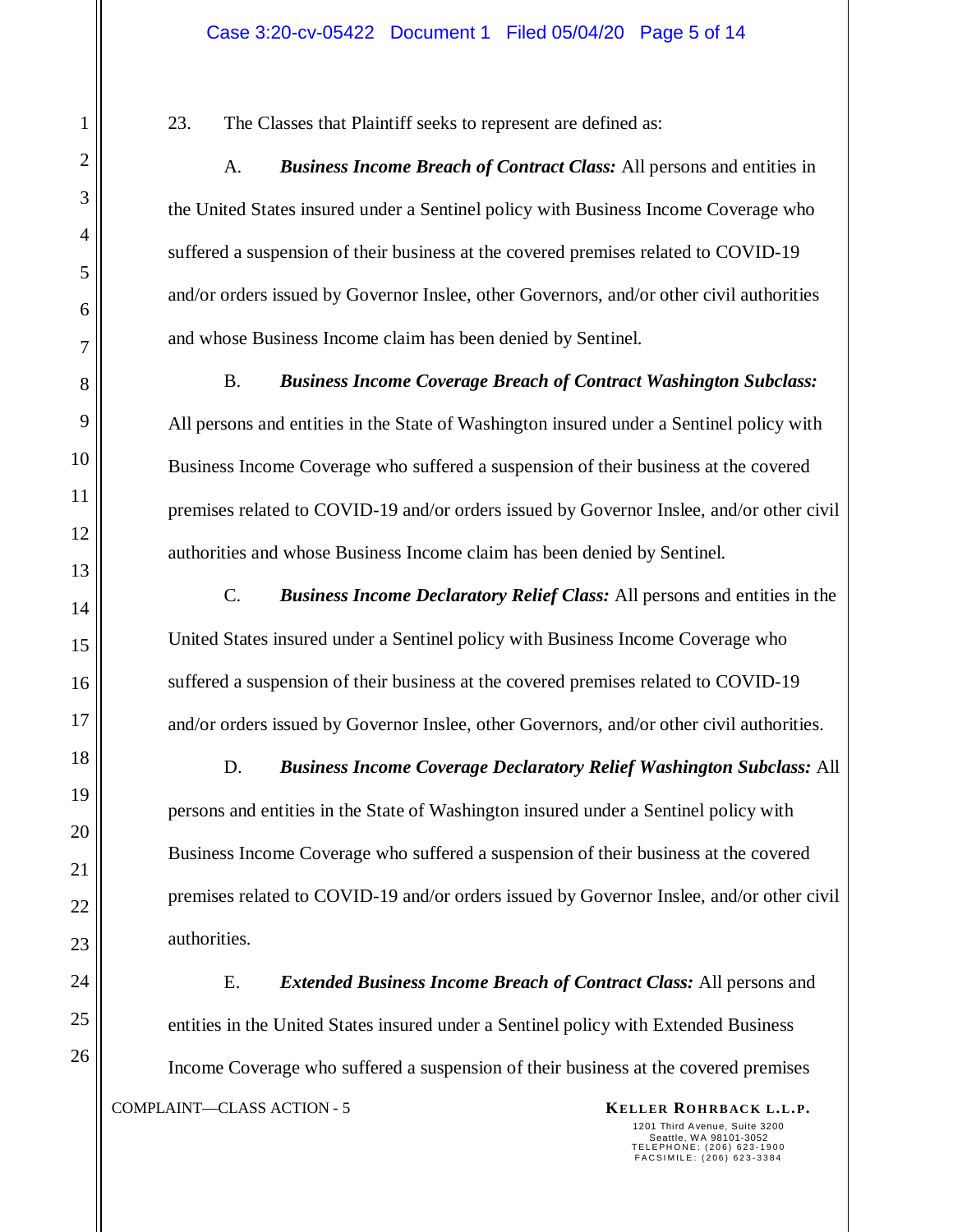23. The Classes that Plaintiff seeks to represent are defined as:

A. ***Business Income Breach of Contract Class:*** All persons and entities in the United States insured under a Sentinel policy with Business Income Coverage who suffered a suspension of their business at the covered premises related to COVID-19 and/or orders issued by Governor Inslee, other Governors, and/or other civil authorities and whose Business Income claim has been denied by Sentinel.

B. ***Business Income Coverage Breach of Contract Washington Subclass:*** All persons and entities in the State of Washington insured under a Sentinel policy with Business Income Coverage who suffered a suspension of their business at the covered premises related to COVID-19 and/or orders issued by Governor Inslee, and/or other civil authorities and whose Business Income claim has been denied by Sentinel.

C. ***Business Income Declaratory Relief Class:*** All persons and entities in the United States insured under a Sentinel policy with Business Income Coverage who suffered a suspension of their business at the covered premises related to COVID-19 and/or orders issued by Governor Inslee, other Governors, and/or other civil authorities.

D. ***Business Income Coverage Declaratory Relief Washington Subclass:*** All persons and entities in the State of Washington insured under a Sentinel policy with Business Income Coverage who suffered a suspension of their business at the covered premises related to COVID-19 and/or orders issued by Governor Inslee, and/or other civil authorities.

E. ***Extended Business Income Breach of Contract Class:*** All persons and entities in the United States insured under a Sentinel policy with Extended Business Income Coverage who suffered a suspension of their business at the covered premises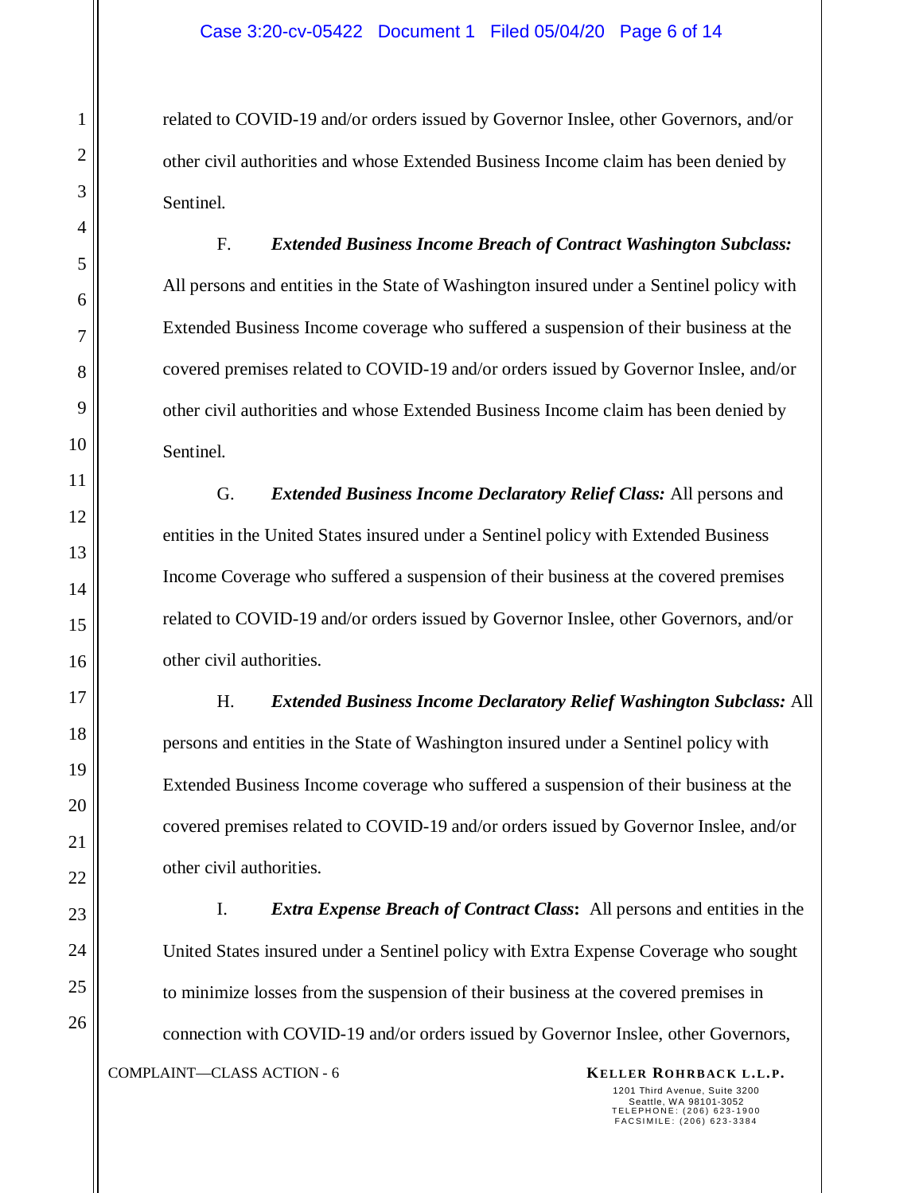related to COVID-19 and/or orders issued by Governor Inslee, other Governors, and/or other civil authorities and whose Extended Business Income claim has been denied by Sentinel.

F. ***Extended Business Income Breach of Contract Washington Subclass:*** All persons and entities in the State of Washington insured under a Sentinel policy with Extended Business Income coverage who suffered a suspension of their business at the covered premises related to COVID-19 and/or orders issued by Governor Inslee, and/or other civil authorities and whose Extended Business Income claim has been denied by Sentinel.

G. ***Extended Business Income Declaratory Relief Class:*** All persons and entities in the United States insured under a Sentinel policy with Extended Business Income Coverage who suffered a suspension of their business at the covered premises related to COVID-19 and/or orders issued by Governor Inslee, other Governors, and/or other civil authorities.

H. ***Extended Business Income Declaratory Relief Washington Subclass:*** All persons and entities in the State of Washington insured under a Sentinel policy with Extended Business Income coverage who suffered a suspension of their business at the covered premises related to COVID-19 and/or orders issued by Governor Inslee, and/or other civil authorities.

I. ***Extra Expense Breach of Contract Class*:** All persons and entities in the United States insured under a Sentinel policy with Extra Expense Coverage who sought to minimize losses from the suspension of their business at the covered premises in connection with COVID-19 and/or orders issued by Governor Inslee, other Governors,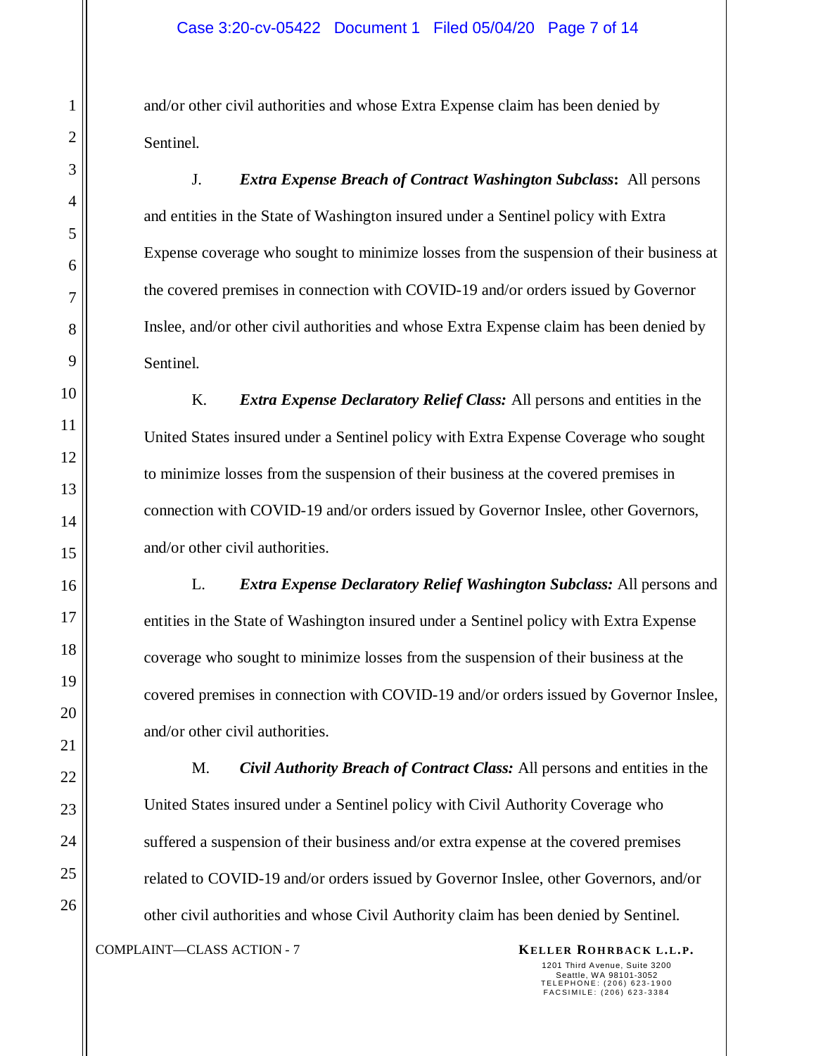and/or other civil authorities and whose Extra Expense claim has been denied by Sentinel.

J. ***Extra Expense Breach of Contract Washington Subclass*:** All persons and entities in the State of Washington insured under a Sentinel policy with Extra Expense coverage who sought to minimize losses from the suspension of their business at the covered premises in connection with COVID-19 and/or orders issued by Governor Inslee, and/or other civil authorities and whose Extra Expense claim has been denied by Sentinel.

K. ***Extra Expense Declaratory Relief Class:*** All persons and entities in the United States insured under a Sentinel policy with Extra Expense Coverage who sought to minimize losses from the suspension of their business at the covered premises in connection with COVID-19 and/or orders issued by Governor Inslee, other Governors, and/or other civil authorities.

L. ***Extra Expense Declaratory Relief Washington Subclass:*** All persons and entities in the State of Washington insured under a Sentinel policy with Extra Expense coverage who sought to minimize losses from the suspension of their business at the covered premises in connection with COVID-19 and/or orders issued by Governor Inslee, and/or other civil authorities.

M. ***Civil Authority Breach of Contract Class:*** All persons and entities in the United States insured under a Sentinel policy with Civil Authority Coverage who suffered a suspension of their business and/or extra expense at the covered premises related to COVID-19 and/or orders issued by Governor Inslee, other Governors, and/or other civil authorities and whose Civil Authority claim has been denied by Sentinel.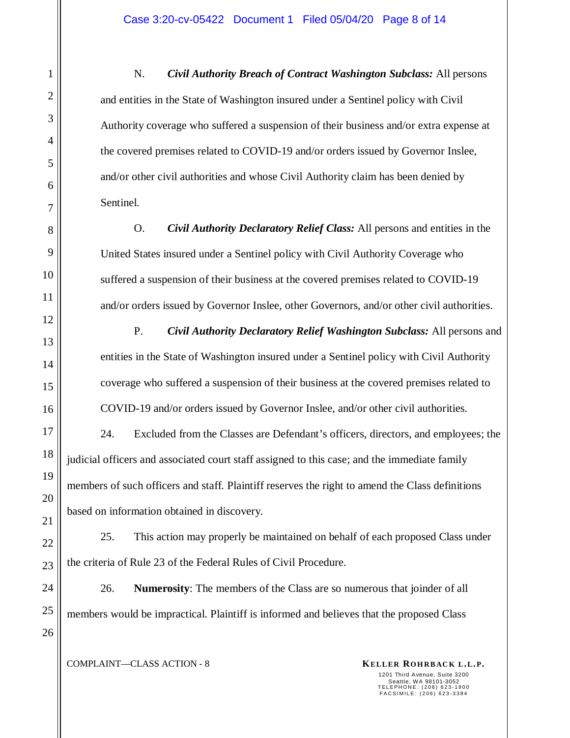N. ***Civil Authority Breach of Contract Washington Subclass:*** All persons and entities in the State of Washington insured under a Sentinel policy with Civil Authority coverage who suffered a suspension of their business and/or extra expense at the covered premises related to COVID-19 and/or orders issued by Governor Inslee, and/or other civil authorities and whose Civil Authority claim has been denied by Sentinel.

O. ***Civil Authority Declaratory Relief Class:*** All persons and entities in the United States insured under a Sentinel policy with Civil Authority Coverage who suffered a suspension of their business at the covered premises related to COVID-19 and/or orders issued by Governor Inslee, other Governors, and/or other civil authorities.

P. ***Civil Authority Declaratory Relief Washington Subclass:*** All persons and entities in the State of Washington insured under a Sentinel policy with Civil Authority coverage who suffered a suspension of their business at the covered premises related to COVID-19 and/or orders issued by Governor Inslee, and/or other civil authorities.

24. Excluded from the Classes are Defendant's officers, directors, and employees; the judicial officers and associated court staff assigned to this case; and the immediate family members of such officers and staff. Plaintiff reserves the right to amend the Class definitions based on information obtained in discovery.

25. This action may properly be maintained on behalf of each proposed Class under the criteria of Rule 23 of the Federal Rules of Civil Procedure.

26. **Numerosity**: The members of the Class are so numerous that joinder of all members would be impractical. Plaintiff is informed and believes that the proposed Class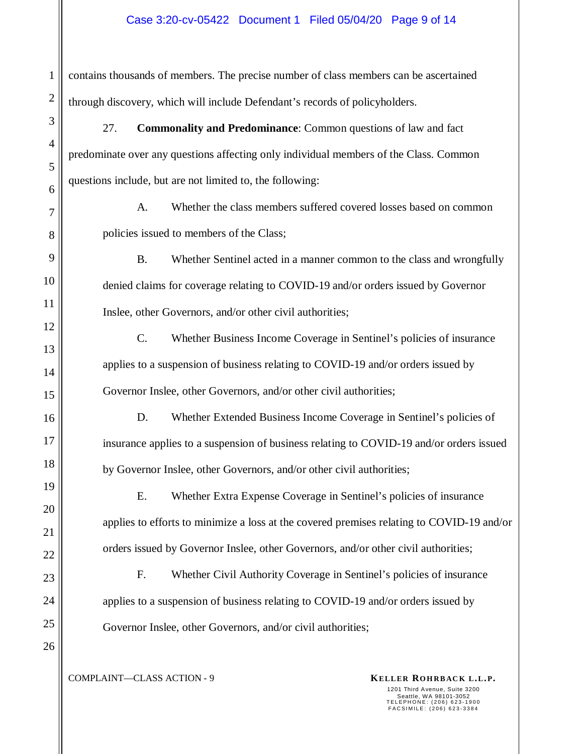contains thousands of members. The precise number of class members can be ascertained through discovery, which will include Defendant's records of policyholders.

27. **Commonality and Predominance**: Common questions of law and fact predominate over any questions affecting only individual members of the Class. Common questions include, but are not limited to, the following:

A. Whether the class members suffered covered losses based on common policies issued to members of the Class;

B. Whether Sentinel acted in a manner common to the class and wrongfully denied claims for coverage relating to COVID-19 and/or orders issued by Governor Inslee, other Governors, and/or other civil authorities;

C. Whether Business Income Coverage in Sentinel's policies of insurance applies to a suspension of business relating to COVID-19 and/or orders issued by Governor Inslee, other Governors, and/or other civil authorities;

D. Whether Extended Business Income Coverage in Sentinel's policies of insurance applies to a suspension of business relating to COVID-19 and/or orders issued by Governor Inslee, other Governors, and/or other civil authorities;

E. Whether Extra Expense Coverage in Sentinel's policies of insurance applies to efforts to minimize a loss at the covered premises relating to COVID-19 and/or orders issued by Governor Inslee, other Governors, and/or other civil authorities;

F. Whether Civil Authority Coverage in Sentinel's policies of insurance applies to a suspension of business relating to COVID-19 and/or orders issued by Governor Inslee, other Governors, and/or civil authorities;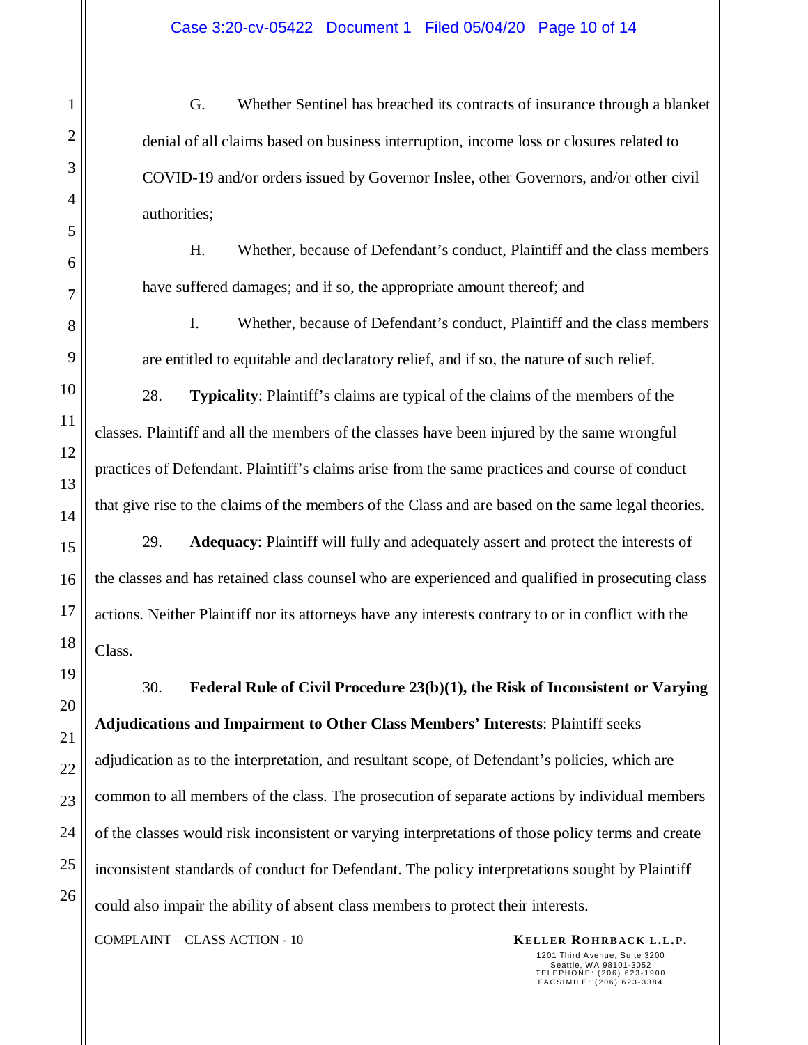G. Whether Sentinel has breached its contracts of insurance through a blanket denial of all claims based on business interruption, income loss or closures related to COVID-19 and/or orders issued by Governor Inslee, other Governors, and/or other civil authorities;

H. Whether, because of Defendant's conduct, Plaintiff and the class members have suffered damages; and if so, the appropriate amount thereof; and

I. Whether, because of Defendant's conduct, Plaintiff and the class members are entitled to equitable and declaratory relief, and if so, the nature of such relief.

28. **Typicality**: Plaintiff's claims are typical of the claims of the members of the classes. Plaintiff and all the members of the classes have been injured by the same wrongful practices of Defendant. Plaintiff's claims arise from the same practices and course of conduct that give rise to the claims of the members of the Class and are based on the same legal theories.

29. **Adequacy**: Plaintiff will fully and adequately assert and protect the interests of the classes and has retained class counsel who are experienced and qualified in prosecuting class actions. Neither Plaintiff nor its attorneys have any interests contrary to or in conflict with the Class.

30. **Federal Rule of Civil Procedure 23(b)(1), the Risk of Inconsistent or Varying Adjudications and Impairment to Other Class Members' Interests**: Plaintiff seeks adjudication as to the interpretation, and resultant scope, of Defendant's policies, which are common to all members of the class. The prosecution of separate actions by individual members of the classes would risk inconsistent or varying interpretations of those policy terms and create inconsistent standards of conduct for Defendant. The policy interpretations sought by Plaintiff could also impair the ability of absent class members to protect their interests.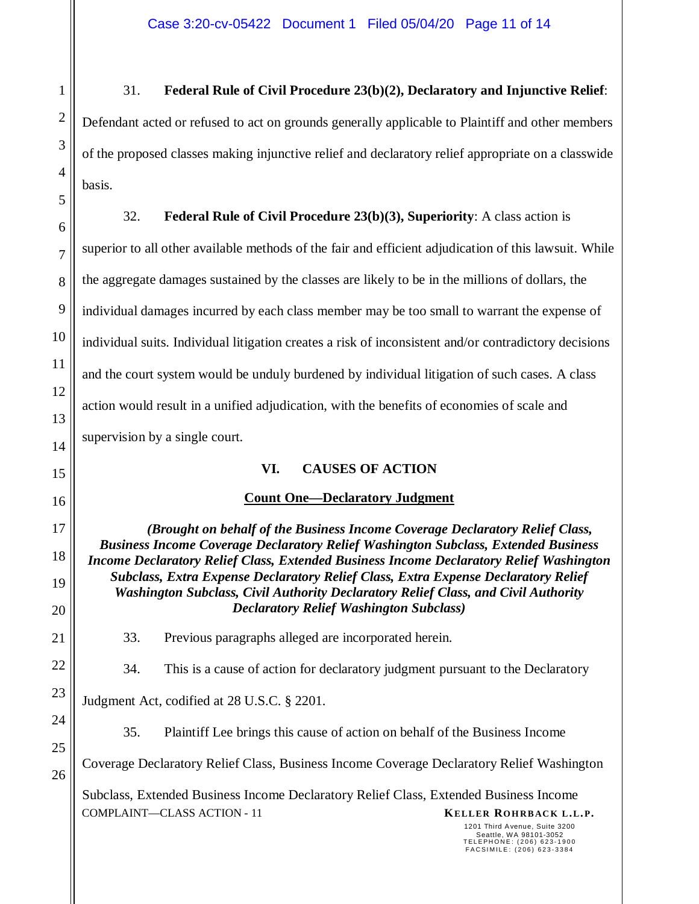31. **Federal Rule of Civil Procedure 23(b)(2), Declaratory and Injunctive Relief**: Defendant acted or refused to act on grounds generally applicable to Plaintiff and other members of the proposed classes making injunctive relief and declaratory relief appropriate on a classwide basis.

32. **Federal Rule of Civil Procedure 23(b)(3), Superiority**: A class action is superior to all other available methods of the fair and efficient adjudication of this lawsuit. While the aggregate damages sustained by the classes are likely to be in the millions of dollars, the individual damages incurred by each class member may be too small to warrant the expense of individual suits. Individual litigation creates a risk of inconsistent and/or contradictory decisions and the court system would be unduly burdened by individual litigation of such cases. A class action would result in a unified adjudication, with the benefits of economies of scale and supervision by a single court.

## VI. CAUSES OF ACTION

### Count One—Declaratory Judgment

***(Brought on behalf of the Business Income Coverage Declaratory Relief Class, Business Income Coverage Declaratory Relief Washington Subclass, Extended Business Income Declaratory Relief Class, Extended Business Income Declaratory Relief Washington Subclass, Extra Expense Declaratory Relief Class, Extra Expense Declaratory Relief Washington Subclass, Civil Authority Declaratory Relief Class, and Civil Authority Declaratory Relief Washington Subclass)***

33. Previous paragraphs alleged are incorporated herein.

34. This is a cause of action for declaratory judgment pursuant to the Declaratory Judgment Act, codified at 28 U.S.C. § 2201.

35. Plaintiff Lee brings this cause of action on behalf of the Business Income Coverage Declaratory Relief Class, Business Income Coverage Declaratory Relief Washington Subclass, Extended Business Income Declaratory Relief Class, Extended Business Income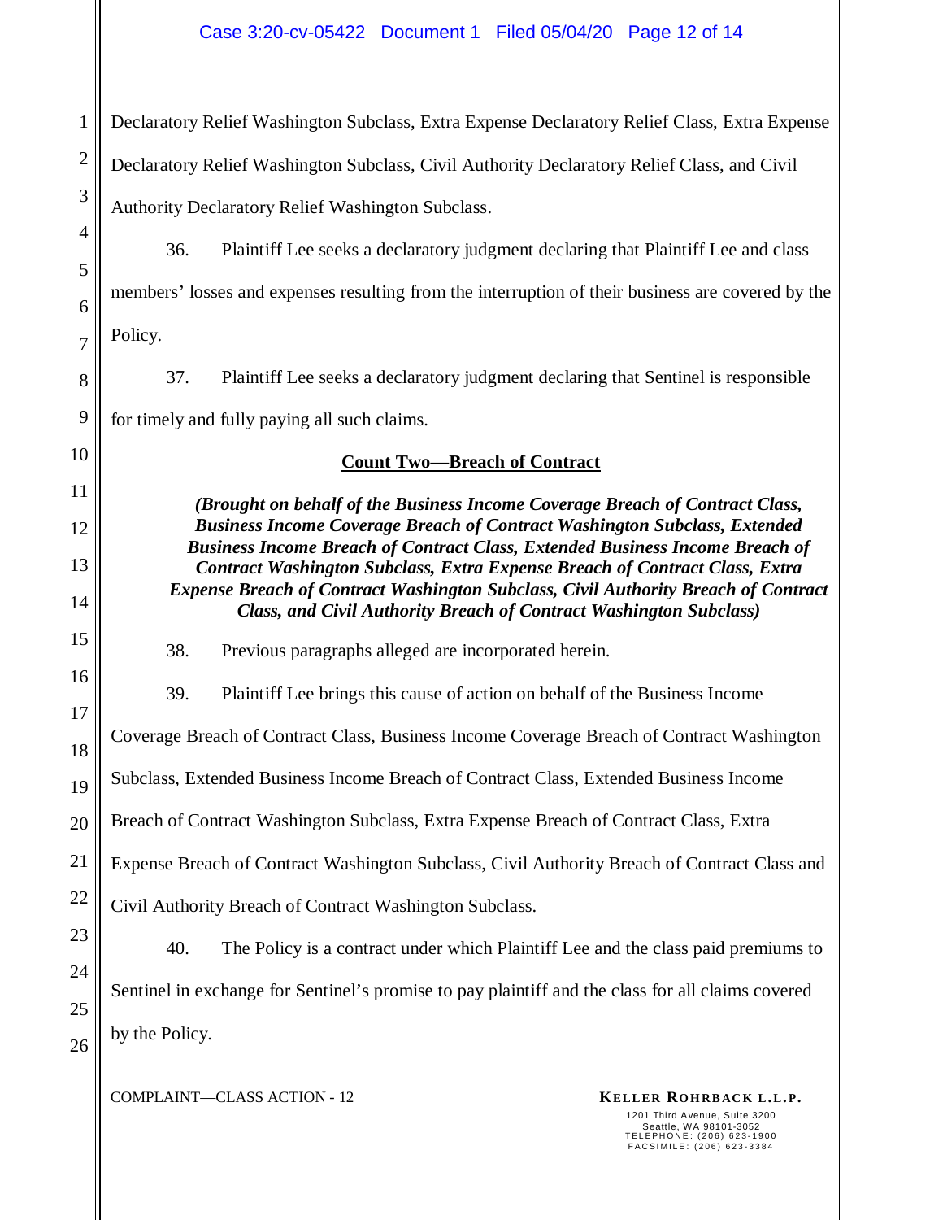Declaratory Relief Washington Subclass, Extra Expense Declaratory Relief Class, Extra Expense Declaratory Relief Washington Subclass, Civil Authority Declaratory Relief Class, and Civil Authority Declaratory Relief Washington Subclass.

36. Plaintiff Lee seeks a declaratory judgment declaring that Plaintiff Lee and class members' losses and expenses resulting from the interruption of their business are covered by the Policy.

37. Plaintiff Lee seeks a declaratory judgment declaring that Sentinel is responsible for timely and fully paying all such claims.

**Count Two—Breach of Contract**

***(Brought on behalf of the Business Income Coverage Breach of Contract Class, Business Income Coverage Breach of Contract Washington Subclass, Extended Business Income Breach of Contract Class, Extended Business Income Breach of Contract Washington Subclass, Extra Expense Breach of Contract Class, Extra Expense Breach of Contract Washington Subclass, Civil Authority Breach of Contract Class, and Civil Authority Breach of Contract Washington Subclass)***

38. Previous paragraphs alleged are incorporated herein.

39. Plaintiff Lee brings this cause of action on behalf of the Business Income Coverage Breach of Contract Class, Business Income Coverage Breach of Contract Washington Subclass, Extended Business Income Breach of Contract Class, Extended Business Income Breach of Contract Washington Subclass, Extra Expense Breach of Contract Class, Extra Expense Breach of Contract Washington Subclass, Civil Authority Breach of Contract Class and Civil Authority Breach of Contract Washington Subclass.

40. The Policy is a contract under which Plaintiff Lee and the class paid premiums to Sentinel in exchange for Sentinel's promise to pay plaintiff and the class for all claims covered by the Policy.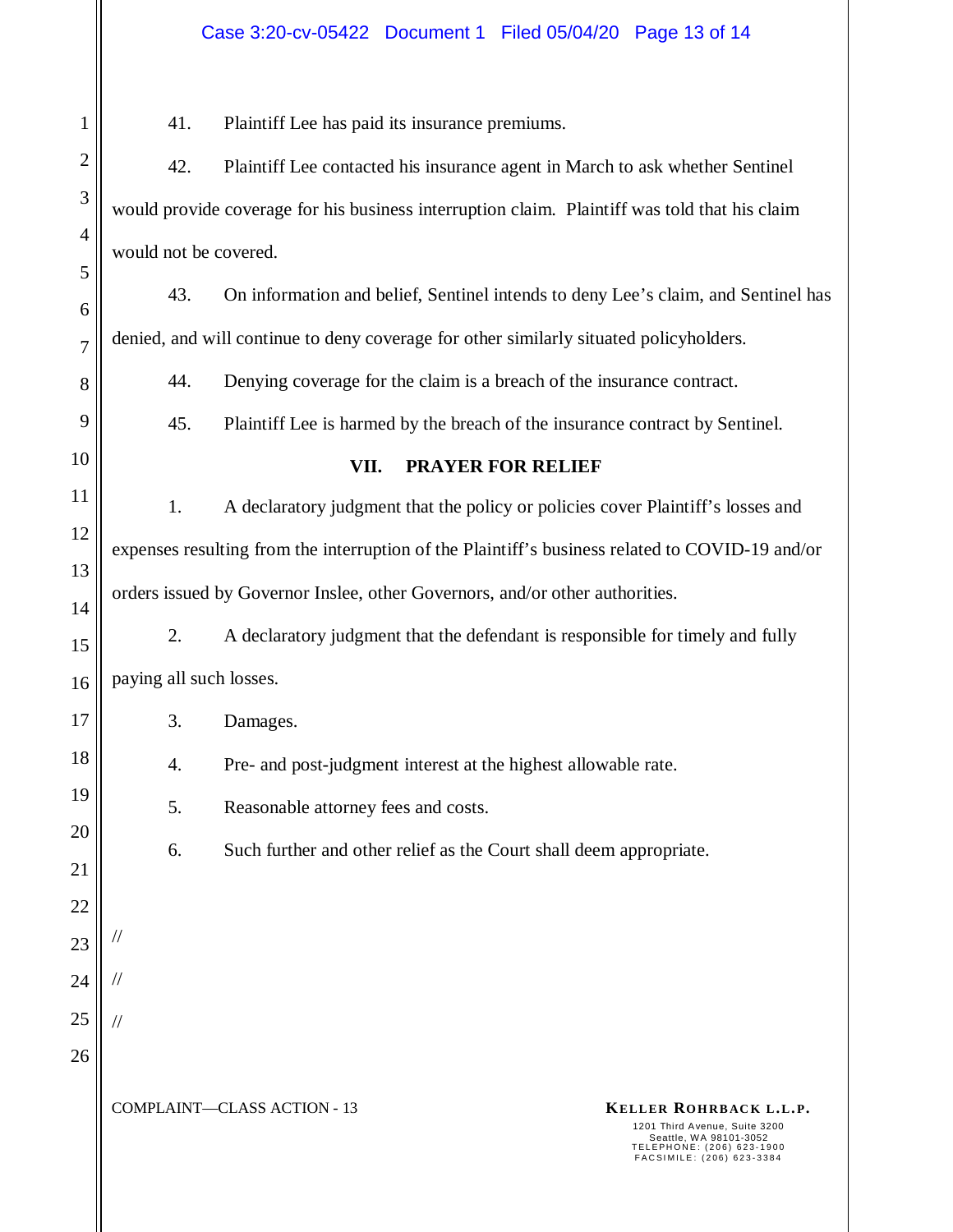41. Plaintiff Lee has paid its insurance premiums.

42. Plaintiff Lee contacted his insurance agent in March to ask whether Sentinel would provide coverage for his business interruption claim. Plaintiff was told that his claim would not be covered.

43. On information and belief, Sentinel intends to deny Lee's claim, and Sentinel has denied, and will continue to deny coverage for other similarly situated policyholders.

44. Denying coverage for the claim is a breach of the insurance contract.

45. Plaintiff Lee is harmed by the breach of the insurance contract by Sentinel.

## VII. PRAYER FOR RELIEF

1. A declaratory judgment that the policy or policies cover Plaintiff's losses and expenses resulting from the interruption of the Plaintiff's business related to COVID-19 and/or orders issued by Governor Inslee, other Governors, and/or other authorities.

2. A declaratory judgment that the defendant is responsible for timely and fully paying all such losses.

3. Damages.

4. Pre- and post-judgment interest at the highest allowable rate.

5. Reasonable attorney fees and costs.

6. Such further and other relief as the Court shall deem appropriate.

//

//

//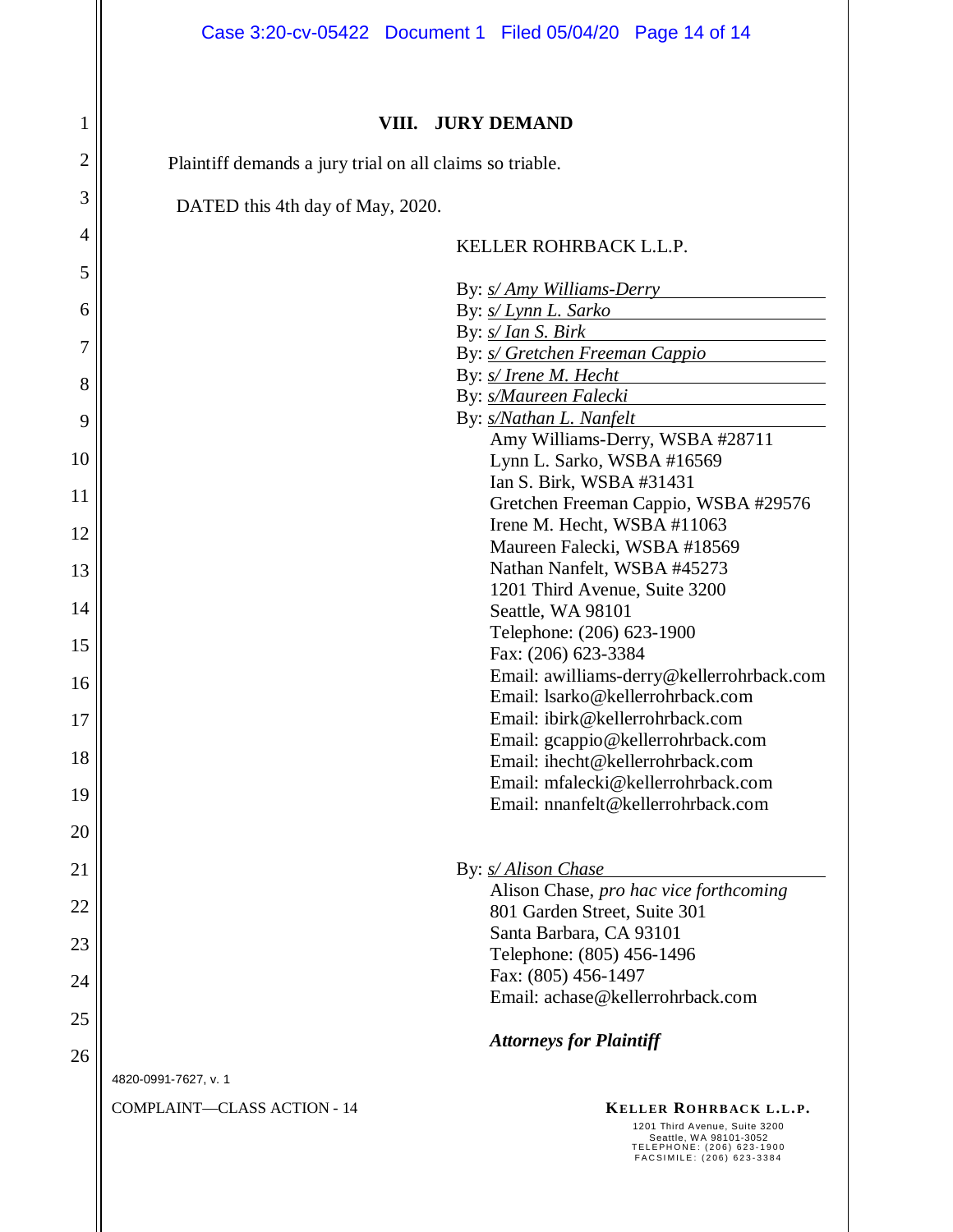## VIII. JURY DEMAND

Plaintiff demands a jury trial on all claims so triable.

DATED this 4th day of May, 2020.

KELLER ROHRBACK L.L.P.

By: *s/ Amy Williams-Derry*
By: *s/ Lynn L. Sarko*
By: *s/ Ian S. Birk*
By: *s/ Gretchen Freeman Cappio*
By: *s/ Irene M. Hecht*
By: *s/Maureen Falecki*
By: *s/Nathan L. Nanfelt*
Amy Williams-Derry, WSBA #28711
Lynn L. Sarko, WSBA #16569
Ian S. Birk, WSBA #31431
Gretchen Freeman Cappio, WSBA #29576
Irene M. Hecht, WSBA #11063
Maureen Falecki, WSBA #18569
Nathan Nanfelt, WSBA #45273
1201 Third Avenue, Suite 3200
Seattle, WA 98101
Telephone: (206) 623-1900
Fax: (206) 623-3384
Email: awilliams-derry@kellerrohrback.com
Email: lsarko@kellerrohrback.com
Email: ibirk@kellerrohrback.com
Email: gcappio@kellerrohrback.com
Email: ihecht@kellerrohrback.com
Email: mfalecki@kellerrohrback.com
Email: nnanfelt@kellerrohrback.com

By: *s/ Alison Chase*
Alison Chase, *pro hac vice forthcoming*
801 Garden Street, Suite 301
Santa Barbara, CA 93101
Telephone: (805) 456-1496
Fax: (805) 456-1497
Email: achase@kellerrohrback.com

***Attorneys for Plaintiff***

4820-0991-7627, v. 1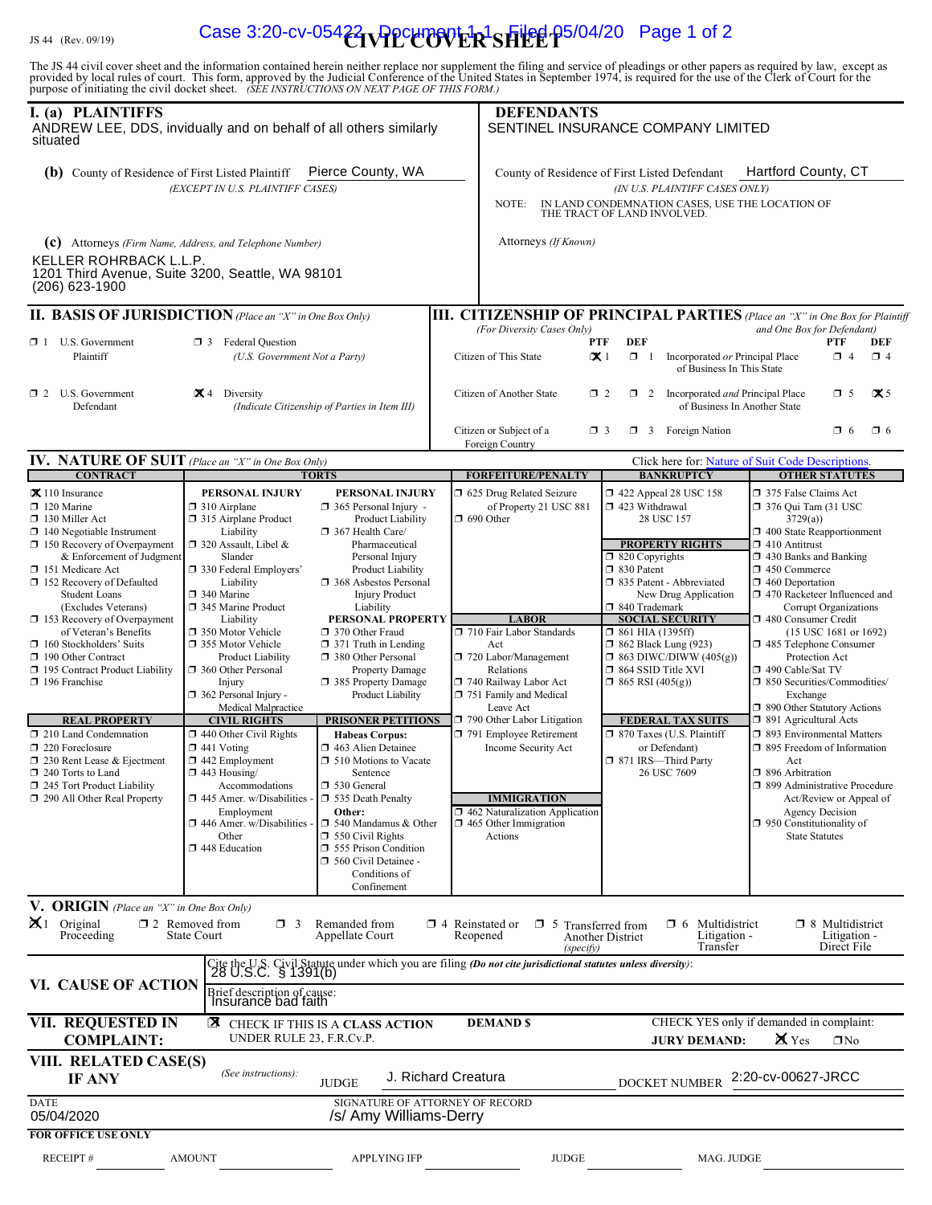JS 44 (Rev. 09/19)

# CIVIL COVER SHEET

The JS 44 civil cover sheet and the information contained herein neither replace nor supplement the filing and service of pleadings or other papers as required by law, except as provided by local rules of court. This form, approved by the Judicial Conference of the United States in September 1974, is required for the use of the Clerk of Court for the purpose of initiating the civil docket sheet. *(SEE INSTRUCTIONS ON NEXT PAGE OF THIS FORM.)*

## I. (a) PLAINTIFFS

ANDREW LEE, DDS, invidually and on behalf of all others similarly situated

**DEFENDANTS**

SENTINEL INSURANCE COMPANY LIMITED

**(b)** County of Residence of First Listed Plaintiff: Pierce County, WA
*(EXCEPT IN U.S. PLAINTIFF CASES)*

County of Residence of First Listed Defendant: Hartford County, CT
*(IN U.S. PLAINTIFF CASES ONLY)*

NOTE: IN LAND CONDEMNATION CASES, USE THE LOCATION OF THE TRACT OF LAND INVOLVED.

**(c)** Attorneys *(Firm Name, Address, and Telephone Number)*

KELLER ROHRBACK L.L.P.
1201 Third Avenue, Suite 3200, Seattle, WA 98101
(206) 623-1900

Attorneys *(If Known)*

## II. BASIS OF JURISDICTION *(Place an "X" in One Box Only)*

- ☐ 1 U.S. Government Plaintiff
- ☐ 3 Federal Question *(U.S. Government Not a Party)*
- ☐ 2 U.S. Government Defendant
- ☒ 4 Diversity *(Indicate Citizenship of Parties in Item III)*

## III. CITIZENSHIP OF PRINCIPAL PARTIES *(Place an "X" in One Box for Plaintiff and One Box for Defendant)* *(For Diversity Cases Only)*

| | PTF | DEF | | PTF | DEF |
|---|---|---|---|---|---|
| Citizen of This State | ☒ 1 | ☐ 1 | Incorporated *or* Principal Place of Business In This State | ☐ 4 | ☐ 4 |
| Citizen of Another State | ☐ 2 | ☐ 2 | Incorporated *and* Principal Place of Business In Another State | ☐ 5 | ☒ 5 |
| Citizen or Subject of a Foreign Country | ☐ 3 | ☐ 3 | Foreign Nation | ☐ 6 | ☐ 6 |

## IV. NATURE OF SUIT *(Place an "X" in One Box Only)*

Click here for: Nature of Suit Code Descriptions.

| CONTRACT | TORTS – PERSONAL INJURY | TORTS – PERSONAL INJURY | FORFEITURE/PENALTY | BANKRUPTCY | OTHER STATUTES |
|---|---|---|---|---|---|
| ☒ 110 Insurance<br>☐ 120 Marine<br>☐ 130 Miller Act<br>☐ 140 Negotiable Instrument<br>☐ 150 Recovery of Overpayment & Enforcement of Judgment<br>☐ 151 Medicare Act<br>☐ 152 Recovery of Defaulted Student Loans (Excludes Veterans)<br>☐ 153 Recovery of Overpayment of Veteran's Benefits<br>☐ 160 Stockholders' Suits<br>☐ 190 Other Contract<br>☐ 195 Contract Product Liability<br>☐ 196 Franchise | ☐ 310 Airplane<br>☐ 315 Airplane Product Liability<br>☐ 320 Assault, Libel & Slander<br>☐ 330 Federal Employers' Liability<br>☐ 340 Marine<br>☐ 345 Marine Product Liability<br>☐ 350 Motor Vehicle<br>☐ 355 Motor Vehicle Product Liability<br>☐ 360 Other Personal Injury<br>☐ 362 Personal Injury - Medical Malpractice | ☐ 365 Personal Injury - Product Liability<br>☐ 367 Health Care/ Pharmaceutical Personal Injury Product Liability<br>☐ 368 Asbestos Personal Injury Product Liability<br>**PERSONAL PROPERTY**<br>☐ 370 Other Fraud<br>☐ 371 Truth in Lending<br>☐ 380 Other Personal Property Damage<br>☐ 385 Property Damage Product Liability | ☐ 625 Drug Related Seizure of Property 21 USC 881<br>☐ 690 Other<br>**LABOR**<br>☐ 710 Fair Labor Standards Act<br>☐ 720 Labor/Management Relations<br>☐ 740 Railway Labor Act<br>☐ 751 Family and Medical Leave Act<br>☐ 790 Other Labor Litigation<br>☐ 791 Employee Retirement Income Security Act | ☐ 422 Appeal 28 USC 158<br>☐ 423 Withdrawal 28 USC 157<br>**PROPERTY RIGHTS**<br>☐ 820 Copyrights<br>☐ 830 Patent<br>☐ 835 Patent - Abbreviated New Drug Application<br>☐ 840 Trademark<br>**SOCIAL SECURITY**<br>☐ 861 HIA (1395ff)<br>☐ 862 Black Lung (923)<br>☐ 863 DIWC/DIWW (405(g))<br>☐ 864 SSID Title XVI<br>☐ 865 RSI (405(g)) | ☐ 375 False Claims Act<br>☐ 376 Qui Tam (31 USC 3729(a))<br>☐ 400 State Reapportionment<br>☐ 410 Antitrust<br>☐ 430 Banks and Banking<br>☐ 450 Commerce<br>☐ 460 Deportation<br>☐ 470 Racketeer Influenced and Corrupt Organizations<br>☐ 480 Consumer Credit (15 USC 1681 or 1692)<br>☐ 485 Telephone Consumer Protection Act<br>☐ 490 Cable/Sat TV<br>☐ 850 Securities/Commodities/ Exchange<br>☐ 890 Other Statutory Actions<br>☐ 891 Agricultural Acts<br>☐ 893 Environmental Matters<br>☐ 895 Freedom of Information Act<br>☐ 896 Arbitration<br>☐ 899 Administrative Procedure Act/Review or Appeal of Agency Decision<br>☐ 950 Constitutionality of State Statutes |
| **REAL PROPERTY** | **CIVIL RIGHTS** | **PRISONER PETITIONS** | **IMMIGRATION** | **FEDERAL TAX SUITS** | |
| ☐ 210 Land Condemnation<br>☐ 220 Foreclosure<br>☐ 230 Rent Lease & Ejectment<br>☐ 240 Torts to Land<br>☐ 245 Tort Product Liability<br>☐ 290 All Other Real Property | ☐ 440 Other Civil Rights<br>☐ 441 Voting<br>☐ 442 Employment<br>☐ 443 Housing/ Accommodations<br>☐ 445 Amer. w/Disabilities - Employment<br>☐ 446 Amer. w/Disabilities - Other<br>☐ 448 Education | **Habeas Corpus:**<br>☐ 463 Alien Detainee<br>☐ 510 Motions to Vacate Sentence<br>☐ 530 General<br>☐ 535 Death Penalty<br>**Other:**<br>☐ 540 Mandamus & Other<br>☐ 550 Civil Rights<br>☐ 555 Prison Condition<br>☐ 560 Civil Detainee - Conditions of Confinement | ☐ 462 Naturalization Application<br>☐ 465 Other Immigration Actions | ☐ 870 Taxes (U.S. Plaintiff or Defendant)<br>☐ 871 IRS—Third Party 26 USC 7609 | |

## V. ORIGIN *(Place an "X" in One Box Only)*

- ☒ 1 Original Proceeding
- ☐ 2 Removed from State Court
- ☐ 3 Remanded from Appellate Court
- ☐ 4 Reinstated or Reopened
- ☐ 5 Transferred from Another District *(specify)*
- ☐ 6 Multidistrict Litigation - Transfer
- ☐ 8 Multidistrict Litigation - Direct File

## VI. CAUSE OF ACTION

Cite the U.S. Civil Statute under which you are filing *(Do not cite jurisdictional statutes unless diversity)*:
28 U.S.C. § 1391(b)

Brief description of cause:
Insurance bad faith

## VII. REQUESTED IN COMPLAINT:

☒ CHECK IF THIS IS A **CLASS ACTION** UNDER RULE 23, F.R.Cv.P.

**DEMAND $**

CHECK YES only if demanded in complaint:
**JURY DEMAND:** ☒ Yes ☐ No

## VIII. RELATED CASE(S) IF ANY

*(See instructions)*: JUDGE J. Richard Creatura DOCKET NUMBER 2:20-cv-00627-JRCC

DATE: 05/04/2020

SIGNATURE OF ATTORNEY OF RECORD: /s/ Amy Williams-Derry

**FOR OFFICE USE ONLY**

RECEIPT # ______ AMOUNT ______ APPLYING IFP ______ JUDGE ______ MAG. JUDGE ______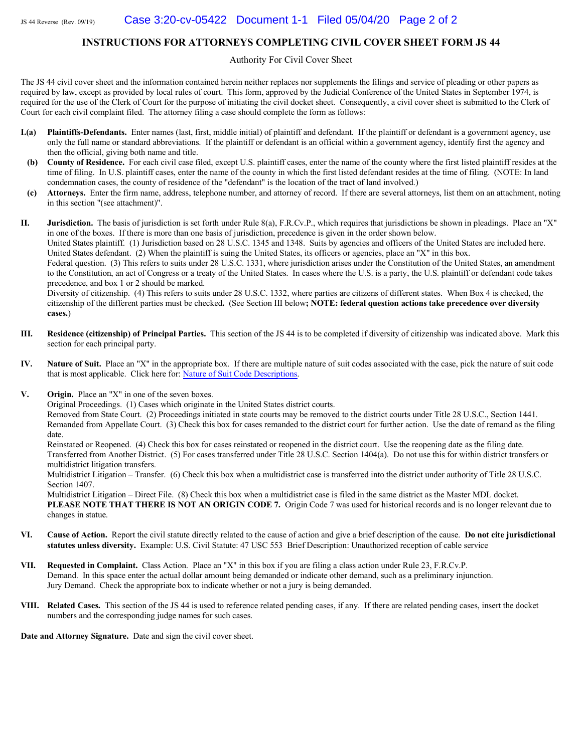# INSTRUCTIONS FOR ATTORNEYS COMPLETING CIVIL COVER SHEET FORM JS 44

Authority For Civil Cover Sheet

The JS 44 civil cover sheet and the information contained herein neither replaces nor supplements the filings and service of pleading or other papers as required by law, except as provided by local rules of court. This form, approved by the Judicial Conference of the United States in September 1974, is required for the use of the Clerk of Court for the purpose of initiating the civil docket sheet. Consequently, a civil cover sheet is submitted to the Clerk of Court for each civil complaint filed. The attorney filing a case should complete the form as follows:

**I.(a) Plaintiffs-Defendants.** Enter names (last, first, middle initial) of plaintiff and defendant. If the plaintiff or defendant is a government agency, use only the full name or standard abbreviations. If the plaintiff or defendant is an official within a government agency, identify first the agency and then the official, giving both name and title.

**(b) County of Residence.** For each civil case filed, except U.S. plaintiff cases, enter the name of the county where the first listed plaintiff resides at the time of filing. In U.S. plaintiff cases, enter the name of the county in which the first listed defendant resides at the time of filing. (NOTE: In land condemnation cases, the county of residence of the "defendant" is the location of the tract of land involved.)

**(c) Attorneys.** Enter the firm name, address, telephone number, and attorney of record. If there are several attorneys, list them on an attachment, noting in this section "(see attachment)".

**II. Jurisdiction.** The basis of jurisdiction is set forth under Rule 8(a), F.R.Cv.P., which requires that jurisdictions be shown in pleadings. Place an "X" in one of the boxes. If there is more than one basis of jurisdiction, precedence is given in the order shown below.
United States plaintiff. (1) Jurisdiction based on 28 U.S.C. 1345 and 1348. Suits by agencies and officers of the United States are included here.
United States defendant. (2) When the plaintiff is suing the United States, its officers or agencies, place an "X" in this box.
Federal question. (3) This refers to suits under 28 U.S.C. 1331, where jurisdiction arises under the Constitution of the United States, an amendment to the Constitution, an act of Congress or a treaty of the United States. In cases where the U.S. is a party, the U.S. plaintiff or defendant code takes precedence, and box 1 or 2 should be marked.
Diversity of citizenship. (4) This refers to suits under 28 U.S.C. 1332, where parties are citizens of different states. When Box 4 is checked, the citizenship of the different parties must be checked**.** (See Section III below**; NOTE: federal question actions take precedence over diversity cases.**)

**III. Residence (citizenship) of Principal Parties.** This section of the JS 44 is to be completed if diversity of citizenship was indicated above. Mark this section for each principal party.

**IV. Nature of Suit.** Place an "X" in the appropriate box. If there are multiple nature of suit codes associated with the case, pick the nature of suit code that is most applicable. Click here for: Nature of Suit Code Descriptions.

**V. Origin.** Place an "X" in one of the seven boxes.
Original Proceedings. (1) Cases which originate in the United States district courts.
Removed from State Court. (2) Proceedings initiated in state courts may be removed to the district courts under Title 28 U.S.C., Section 1441.
Remanded from Appellate Court. (3) Check this box for cases remanded to the district court for further action. Use the date of remand as the filing date.
Reinstated or Reopened. (4) Check this box for cases reinstated or reopened in the district court. Use the reopening date as the filing date.
Transferred from Another District. (5) For cases transferred under Title 28 U.S.C. Section 1404(a). Do not use this for within district transfers or multidistrict litigation transfers.
Multidistrict Litigation – Transfer. (6) Check this box when a multidistrict case is transferred into the district under authority of Title 28 U.S.C. Section 1407.
Multidistrict Litigation – Direct File. (8) Check this box when a multidistrict case is filed in the same district as the Master MDL docket.
**PLEASE NOTE THAT THERE IS NOT AN ORIGIN CODE 7.** Origin Code 7 was used for historical records and is no longer relevant due to changes in statue.

**VI. Cause of Action.** Report the civil statute directly related to the cause of action and give a brief description of the cause. **Do not cite jurisdictional statutes unless diversity.** Example: U.S. Civil Statute: 47 USC 553 Brief Description: Unauthorized reception of cable service

**VII. Requested in Complaint.** Class Action. Place an "X" in this box if you are filing a class action under Rule 23, F.R.Cv.P.
Demand. In this space enter the actual dollar amount being demanded or indicate other demand, such as a preliminary injunction.
Jury Demand. Check the appropriate box to indicate whether or not a jury is being demanded.

**VIII. Related Cases.** This section of the JS 44 is used to reference related pending cases, if any. If there are related pending cases, insert the docket numbers and the corresponding judge names for such cases.

**Date and Attorney Signature.** Date and sign the civil cover sheet.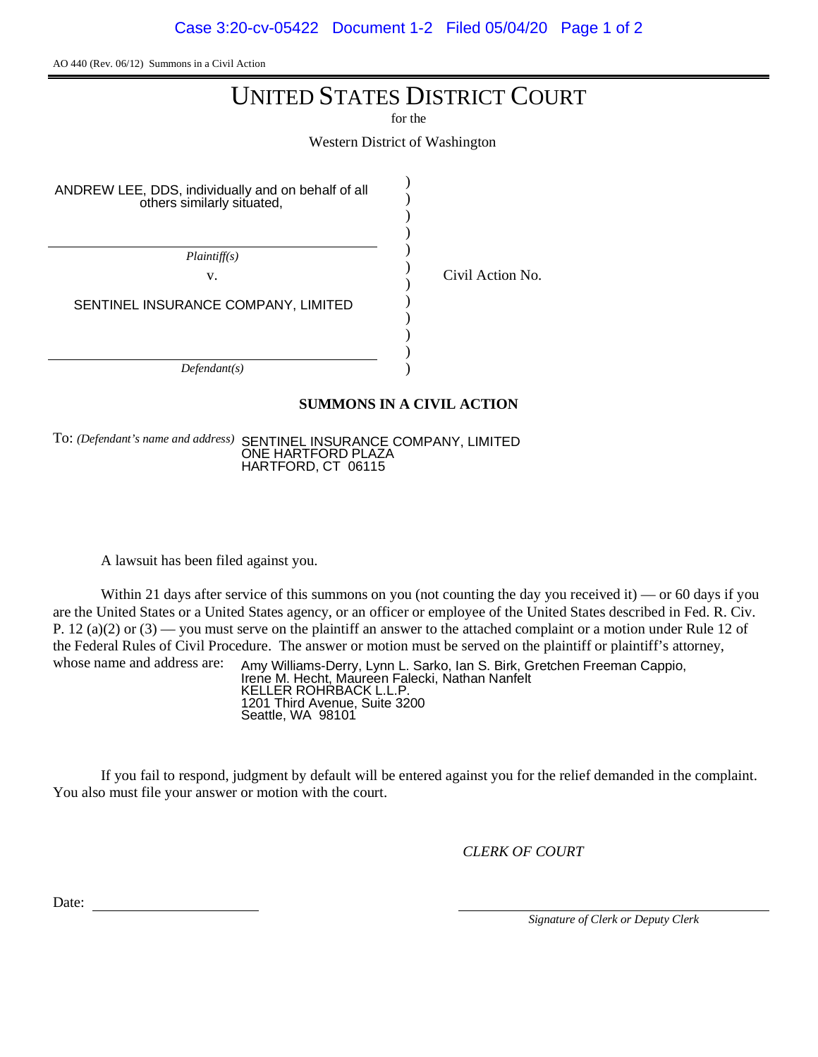AO 440 (Rev. 06/12) Summons in a Civil Action

# UNITED STATES DISTRICT COURT

for the

Western District of Washington

| | | |
|---|---|---|
| ANDREW LEE, DDS, individually and on behalf of all others similarly situated, | ) | |
| *Plaintiff(s)* | ) | |
| v. | ) | Civil Action No. |
| SENTINEL INSURANCE COMPANY, LIMITED | ) | |
| *Defendant(s)* | ) | |

**SUMMONS IN A CIVIL ACTION**

To: *(Defendant's name and address)* SENTINEL INSURANCE COMPANY, LIMITED
ONE HARTFORD PLAZA
HARTFORD, CT 06115

A lawsuit has been filed against you.

Within 21 days after service of this summons on you (not counting the day you received it) — or 60 days if you are the United States or a United States agency, or an officer or employee of the United States described in Fed. R. Civ. P. 12 (a)(2) or (3) — you must serve on the plaintiff an answer to the attached complaint or a motion under Rule 12 of the Federal Rules of Civil Procedure. The answer or motion must be served on the plaintiff or plaintiff's attorney, whose name and address are:

Amy Williams-Derry, Lynn L. Sarko, Ian S. Birk, Gretchen Freeman Cappio,
Irene M. Hecht, Maureen Falecki, Nathan Nanfelt
KELLER ROHRBACK L.L.P.
1201 Third Avenue, Suite 3200
Seattle, WA 98101

If you fail to respond, judgment by default will be entered against you for the relief demanded in the complaint. You also must file your answer or motion with the court.

*CLERK OF COURT*

Date: ____________________

____________________
*Signature of Clerk or Deputy Clerk*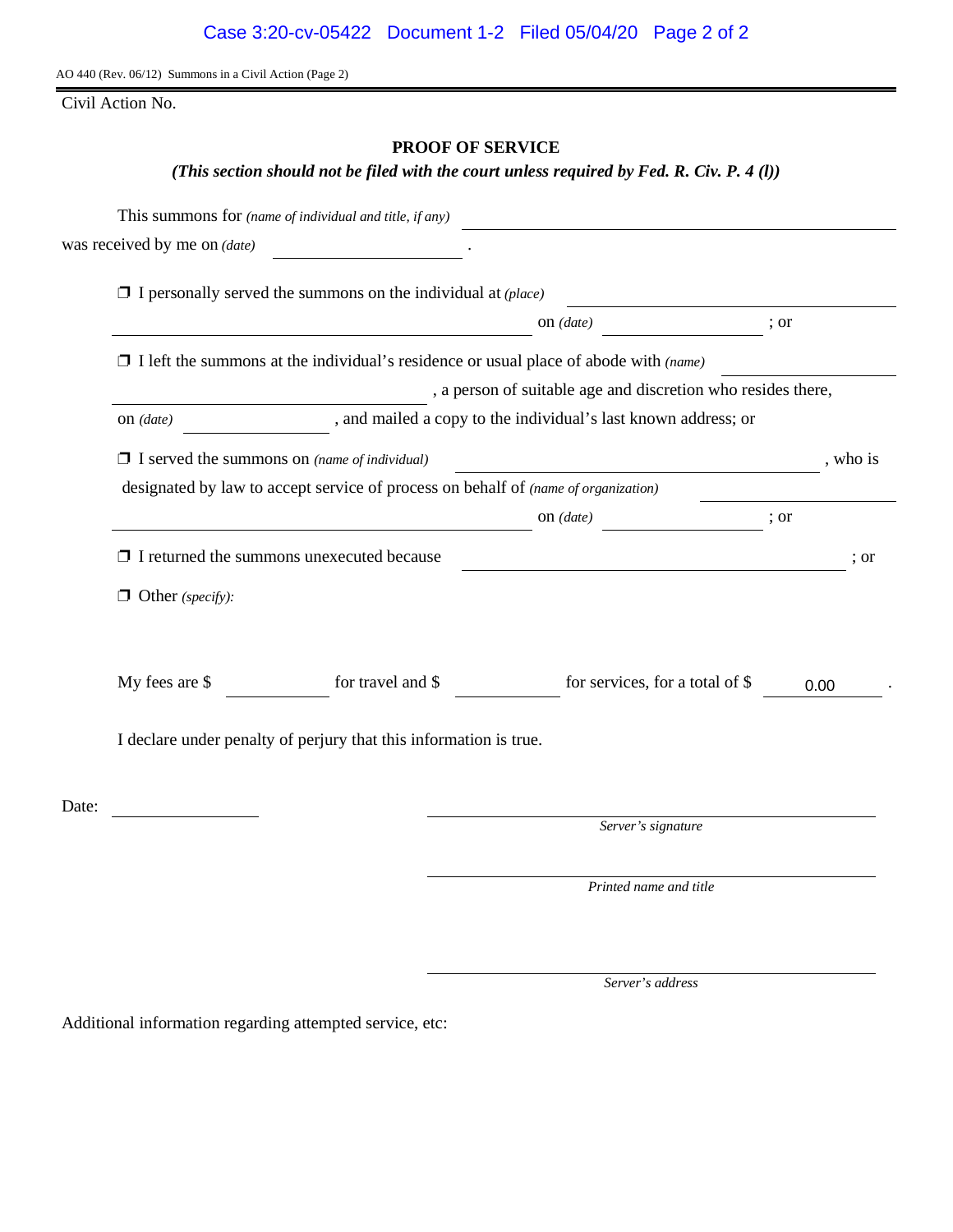AO 440 (Rev. 06/12) Summons in a Civil Action (Page 2)

Civil Action No.

## PROOF OF SERVICE

***(This section should not be filed with the court unless required by Fed. R. Civ. P. 4 (l))***

This summons for *(name of individual and title, if any)* ______________________________

was received by me on *(date)* ______________ .

❐ I personally served the summons on the individual at *(place)* ______________________________ on *(date)* ______________ ; or

❐ I left the summons at the individual's residence or usual place of abode with *(name)* ______________________________ , a person of suitable age and discretion who resides there, on *(date)* ______________ , and mailed a copy to the individual's last known address; or

❐ I served the summons on *(name of individual)* ______________________________ , who is designated by law to accept service of process on behalf of *(name of organization)* ______________________________ on *(date)* ______________ ; or

❐ I returned the summons unexecuted because ______________________________ ; or

❐ Other *(specify)*:

My fees are $ __________ for travel and $ __________ for services, for a total of $ 0.00 .

I declare under penalty of perjury that this information is true.

Date: ______________

______________________________
*Server's signature*

______________________________
*Printed name and title*

______________________________
*Server's address*

Additional information regarding attempted service, etc: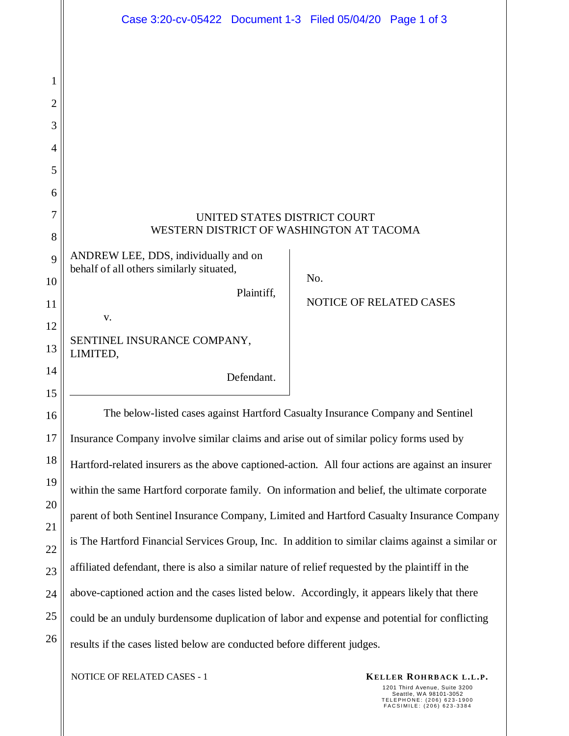UNITED STATES DISTRICT COURT
WESTERN DISTRICT OF WASHINGTON AT TACOMA

ANDREW LEE, DDS, individually and on behalf of all others similarly situated,

Plaintiff,

v.

SENTINEL INSURANCE COMPANY, LIMITED,

Defendant.

No.

NOTICE OF RELATED CASES

The below-listed cases against Hartford Casualty Insurance Company and Sentinel Insurance Company involve similar claims and arise out of similar policy forms used by Hartford-related insurers as the above captioned-action. All four actions are against an insurer within the same Hartford corporate family. On information and belief, the ultimate corporate parent of both Sentinel Insurance Company, Limited and Hartford Casualty Insurance Company is The Hartford Financial Services Group, Inc. In addition to similar claims against a similar or affiliated defendant, there is also a similar nature of relief requested by the plaintiff in the above-captioned action and the cases listed below. Accordingly, it appears likely that there could be an unduly burdensome duplication of labor and expense and potential for conflicting results if the cases listed below are conducted before different judges.

NOTICE OF RELATED CASES - 1

**KELLER ROHRBACK L.L.P.**
1201 Third Avenue, Suite 3200
Seattle, WA 98101-3052
TELEPHONE: (206) 623-1900
FACSIMILE: (206) 623-3384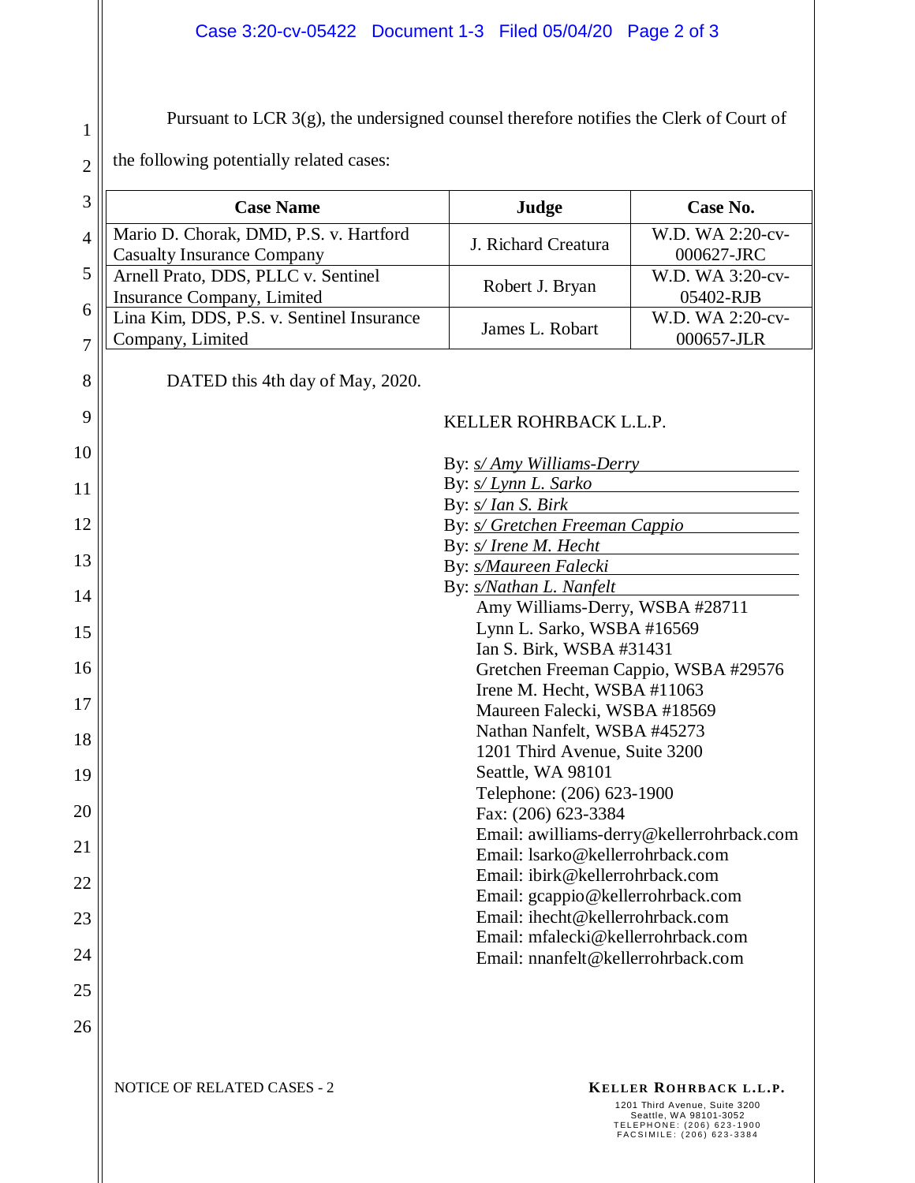Pursuant to LCR 3(g), the undersigned counsel therefore notifies the Clerk of Court of the following potentially related cases:

| Case Name | Judge | Case No. |
|---|---|---|
| Mario D. Chorak, DMD, P.S. v. Hartford Casualty Insurance Company | J. Richard Creatura | W.D. WA 2:20-cv-000627-JRC |
| Arnell Prato, DDS, PLLC v. Sentinel Insurance Company, Limited | Robert J. Bryan | W.D. WA 3:20-cv-05402-RJB |
| Lina Kim, DDS, P.S. v. Sentinel Insurance Company, Limited | James L. Robart | W.D. WA 2:20-cv-000657-JLR |

DATED this 4th day of May, 2020.

KELLER ROHRBACK L.L.P.

By: *s/ Amy Williams-Derry*
By: *s/ Lynn L. Sarko*
By: *s/ Ian S. Birk*
By: *s/ Gretchen Freeman Cappio*
By: *s/ Irene M. Hecht*
By: *s/Maureen Falecki*
By: *s/Nathan L. Nanfelt*

Amy Williams-Derry, WSBA #28711
Lynn L. Sarko, WSBA #16569
Ian S. Birk, WSBA #31431
Gretchen Freeman Cappio, WSBA #29576
Irene M. Hecht, WSBA #11063
Maureen Falecki, WSBA #18569
Nathan Nanfelt, WSBA #45273
1201 Third Avenue, Suite 3200
Seattle, WA 98101
Telephone: (206) 623-1900
Fax: (206) 623-3384
Email: awilliams-derry@kellerrohrback.com
Email: lsarko@kellerrohrback.com
Email: ibirk@kellerrohrback.com
Email: gcappio@kellerrohrback.com
Email: ihecht@kellerrohrback.com
Email: mfalecki@kellerrohrback.com
Email: nnanfelt@kellerrohrback.com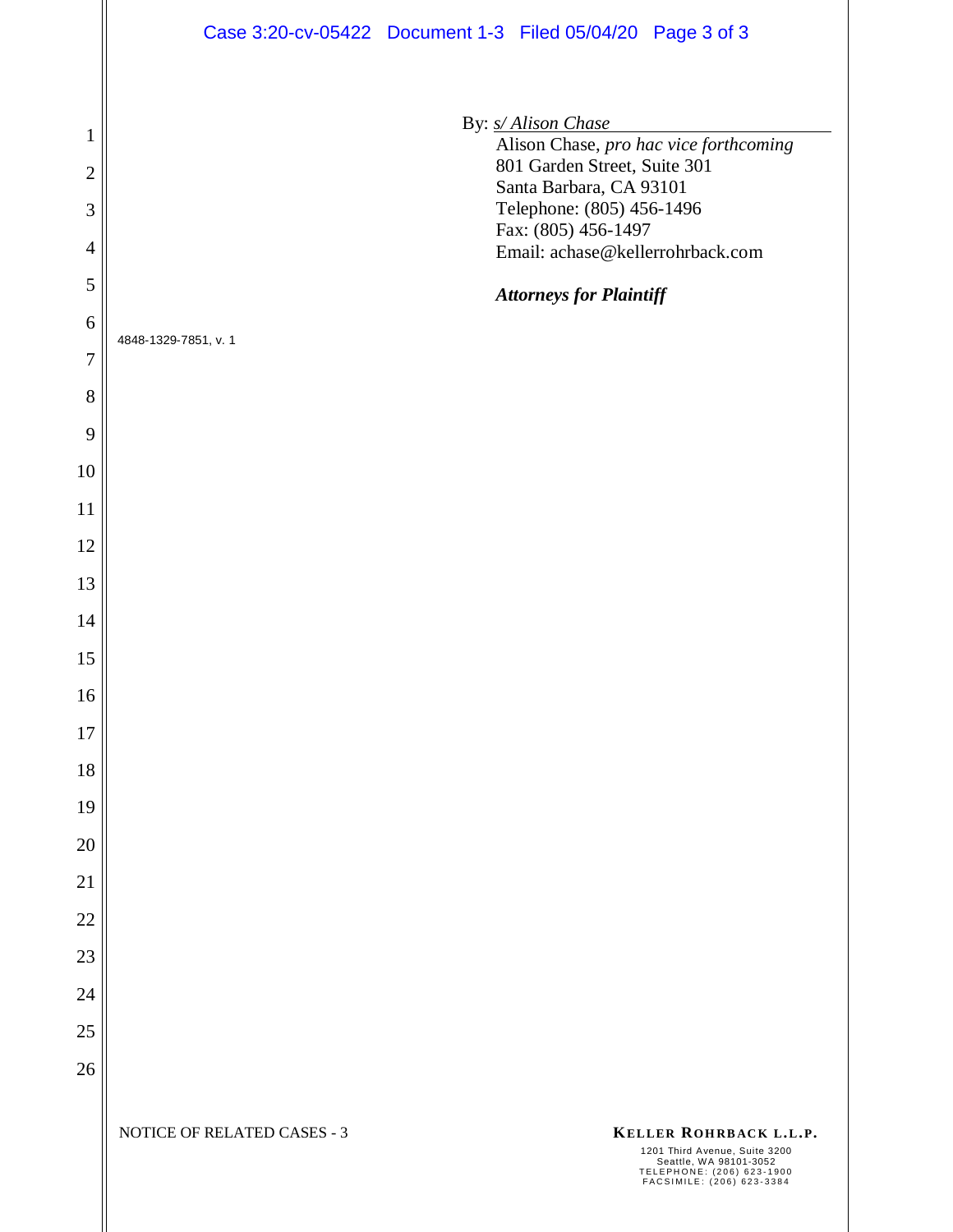By: *s/ Alison Chase*

Alison Chase, *pro hac vice forthcoming*
801 Garden Street, Suite 301
Santa Barbara, CA 93101
Telephone: (805) 456-1496
Fax: (805) 456-1497
Email: achase@kellerrohrback.com

***Attorneys for Plaintiff***

4848-1329-7851, v. 1

NOTICE OF RELATED CASES - 3

**KELLER ROHRBACK L.L.P.**
1201 Third Avenue, Suite 3200
Seattle, WA 98101-3052
TELEPHONE: (206) 623-1900
FACSIMILE: (206) 623-3384